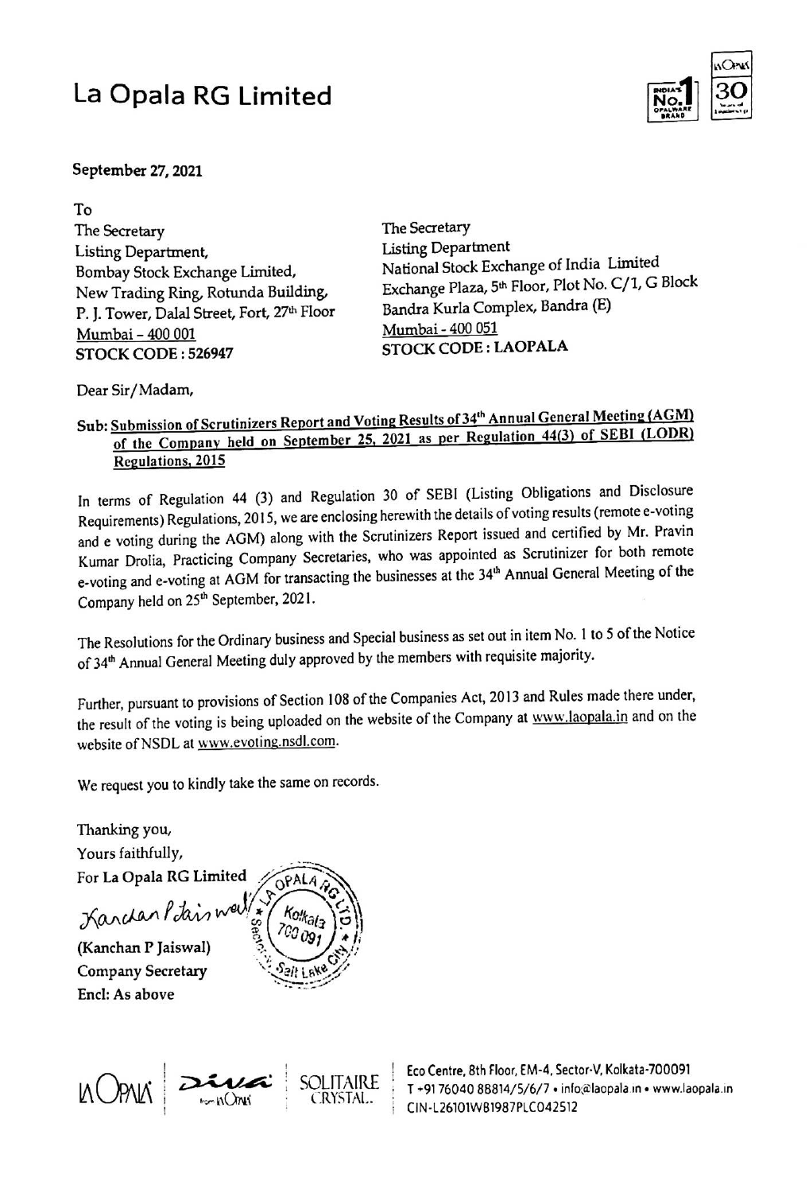# La Opala RG Limited

**September 27, 2021**

To

| | |
|---|---|
| The Secretary | The Secretary |
| Listing Department, | Listing Department |
| Bombay Stock Exchange Limited, | National Stock Exchange of India Limited |
| New Trading Ring, Rotunda Building, | Exchange Plaza, 5th Floor, Plot No. C/1, G Block |
| P. J. Tower, Dalal Street, Fort, 27th Floor | Bandra Kurla Complex, Bandra (E) |
| Mumbai – 400 001 | Mumbai - 400 051 |
| **STOCK CODE : 526947** | **STOCK CODE : LAOPALA** |

Dear Sir/Madam,

**Sub: Submission of Scrutinizers Report and Voting Results of 34th Annual General Meeting (AGM) of the Company held on September 25, 2021 as per Regulation 44(3) of SEBI (LODR) Regulations, 2015**

In terms of Regulation 44 (3) and Regulation 30 of SEBI (Listing Obligations and Disclosure Requirements) Regulations, 2015, we are enclosing herewith the details of voting results (remote e-voting and e voting during the AGM) along with the Scrutinizers Report issued and certified by Mr. Pravin Kumar Drolia, Practicing Company Secretaries, who was appointed as Scrutinizer for both remote e-voting and e-voting at AGM for transacting the businesses at the 34th Annual General Meeting of the Company held on 25th September, 2021.

The Resolutions for the Ordinary business and Special business as set out in item No. 1 to 5 of the Notice of 34th Annual General Meeting duly approved by the members with requisite majority.

Further, pursuant to provisions of Section 108 of the Companies Act, 2013 and Rules made there under, the result of the voting is being uploaded on the website of the Company at www.laopala.in and on the website of NSDL at www.evoting.nsdl.com.

We request you to kindly take the same on records.

Thanking you,
Yours faithfully,
For La Opala RG Limited

(Kanchan P Jaiswal)
Company Secretary
Encl: As above

Eco Centre, 8th Floor, EM-4, Sector-V, Kolkata-700091
T +91 76040 88814/5/6/7 • info@laopala.in • www.laopala.in
CIN-L26101WB1987PLC042512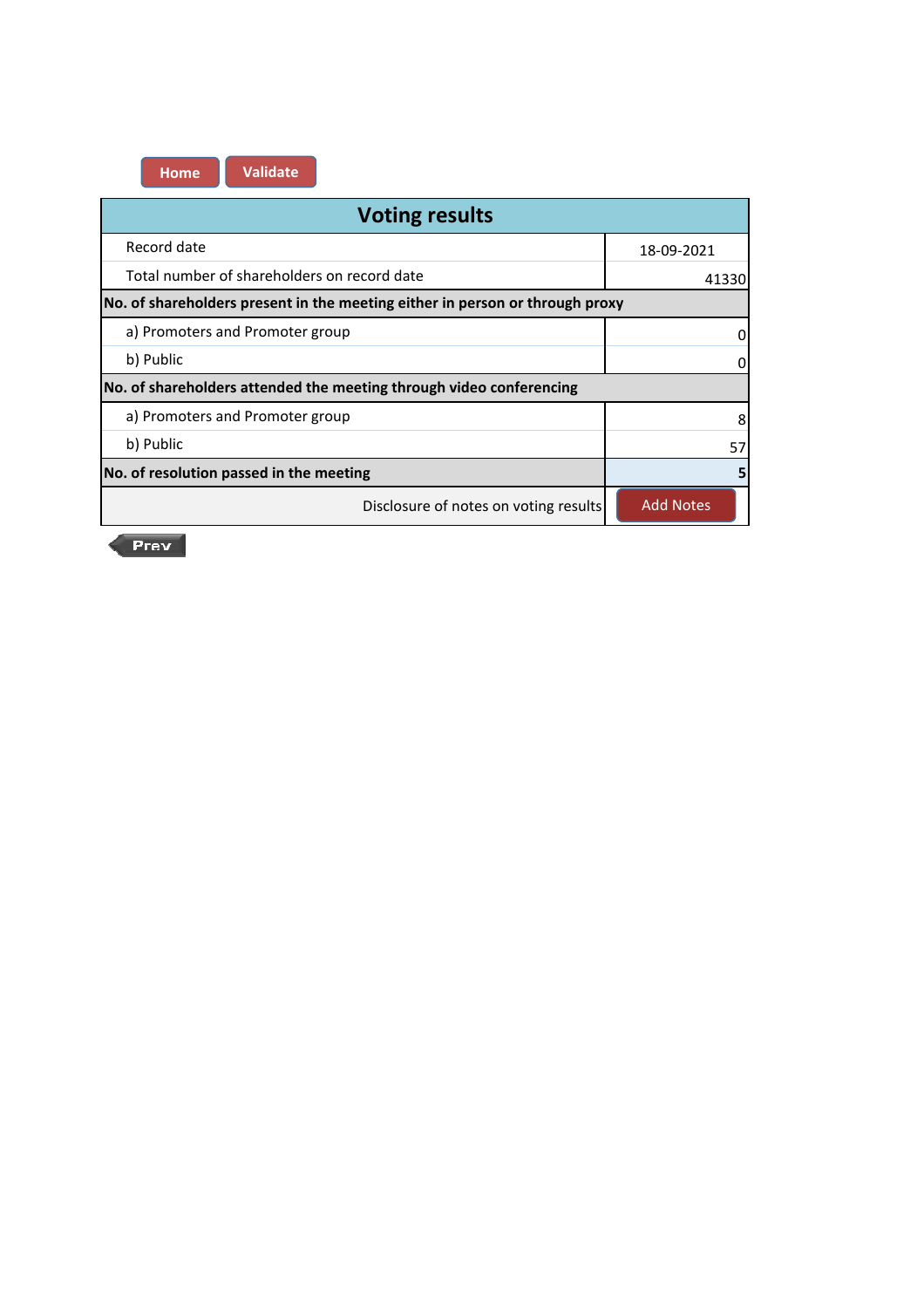| Voting results | |
|---|---|
| Record date | 18-09-2021 |
| Total number of shareholders on record date | 41330 |
| **No. of shareholders present in the meeting either in person or through proxy** | |
| a) Promoters and Promoter group | 0 |
| b) Public | 0 |
| **No. of shareholders attended the meeting through video conferencing** | |
| a) Promoters and Promoter group | 8 |
| b) Public | 57 |
| **No. of resolution passed in the meeting** | **5** |
| Disclosure of notes on voting results | Add Notes |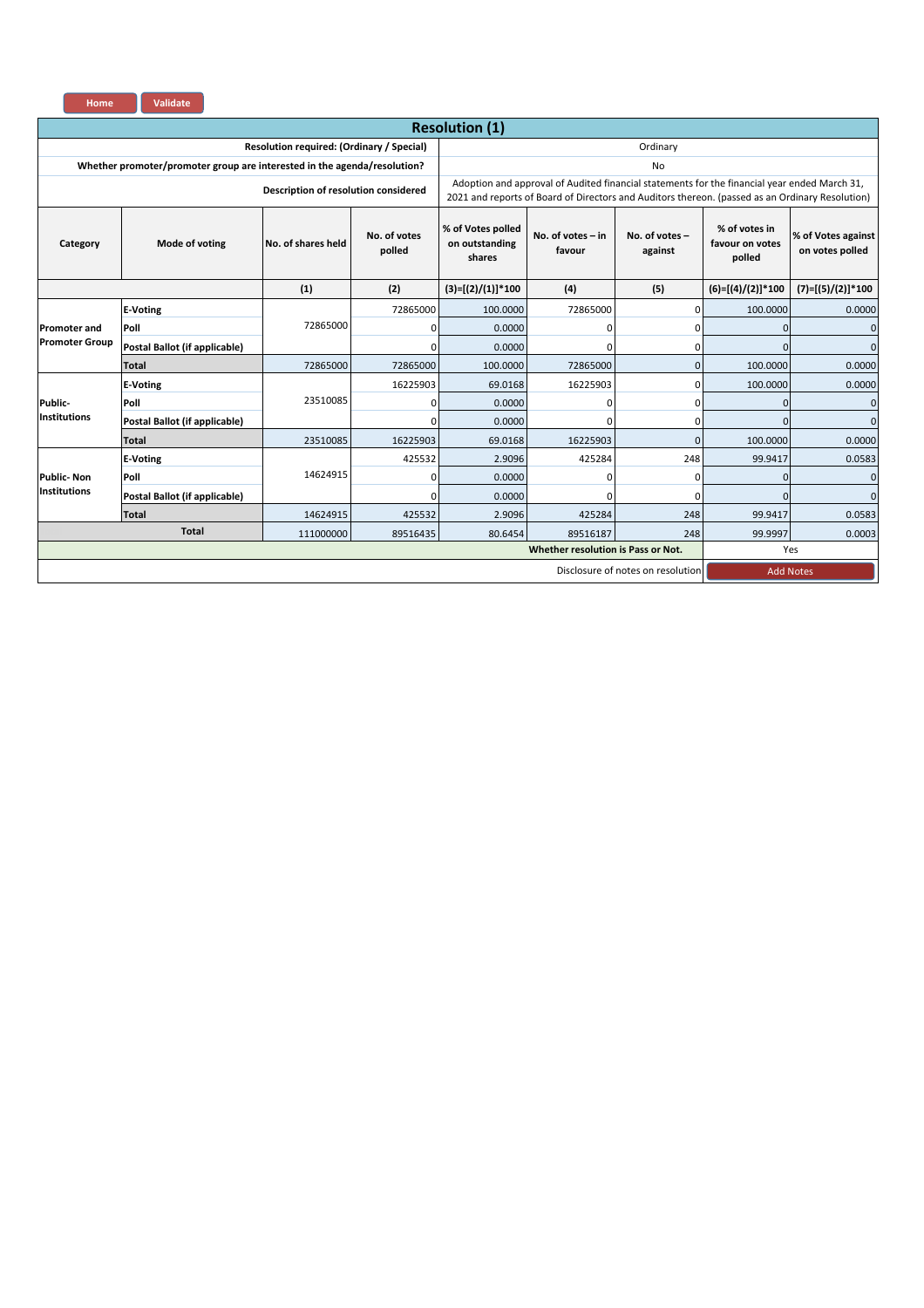Home Validate

## Resolution (1)

| Resolution required: (Ordinary / Special) | Ordinary |
|---|---|
| Whether promoter/promoter group are interested in the agenda/resolution? | No |
| Description of resolution considered | Adoption and approval of Audited financial statements for the financial year ended March 31, 2021 and reports of Board of Directors and Auditors thereon. (passed as an Ordinary Resolution) |

| Category | Mode of voting | No. of shares held | No. of votes polled | % of Votes polled on outstanding shares | No. of votes – in favour | No. of votes – against | % of votes in favour on votes polled | % of Votes against on votes polled |
|---|---|---|---|---|---|---|---|---|
| | | (1) | (2) | (3)=[(2)/(1)]*100 | (4) | (5) | (6)=[(4)/(2)]*100 | (7)=[(5)/(2)]*100 |
| Promoter and Promoter Group | E-Voting | 72865000 | 72865000 | 100.0000 | 72865000 | 0 | 100.0000 | 0.0000 |
| | Poll | | 0 | 0.0000 | 0 | 0 | 0 | 0 |
| | Postal Ballot (if applicable) | | 0 | 0.0000 | 0 | 0 | 0 | 0 |
| | Total | 72865000 | 72865000 | 100.0000 | 72865000 | 0 | 100.0000 | 0.0000 |
| Public-Institutions | E-Voting | 23510085 | 16225903 | 69.0168 | 16225903 | 0 | 100.0000 | 0.0000 |
| | Poll | | 0 | 0.0000 | 0 | 0 | 0 | 0 |
| | Postal Ballot (if applicable) | | 0 | 0.0000 | 0 | 0 | 0 | 0 |
| | Total | 23510085 | 16225903 | 69.0168 | 16225903 | 0 | 100.0000 | 0.0000 |
| Public- Non Institutions | E-Voting | 14624915 | 425532 | 2.9096 | 425284 | 248 | 99.9417 | 0.0583 |
| | Poll | | 0 | 0.0000 | 0 | 0 | 0 | 0 |
| | Postal Ballot (if applicable) | | 0 | 0.0000 | 0 | 0 | 0 | 0 |
| | Total | 14624915 | 425532 | 2.9096 | 425284 | 248 | 99.9417 | 0.0583 |
| Total | | 111000000 | 89516435 | 80.6454 | 89516187 | 248 | 99.9997 | 0.0003 |
| | | | | | | **Whether resolution is Pass or Not.** | Yes | |
| | | | | | | Disclosure of notes on resolution | Add Notes | |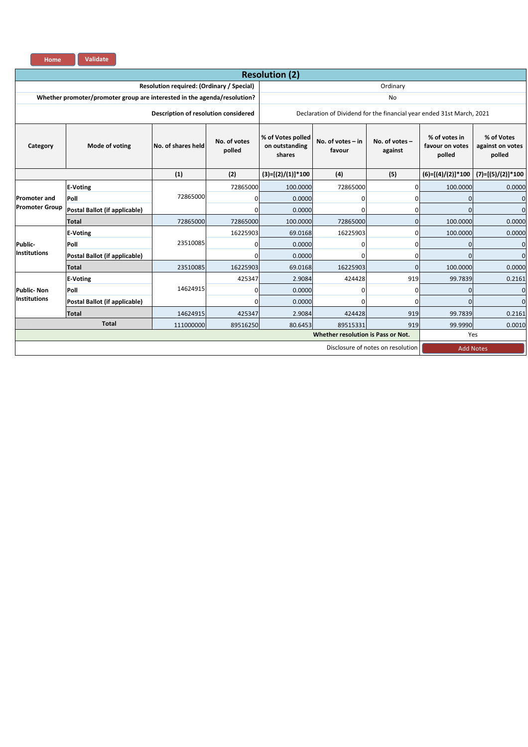# Resolution (2)

| Resolution required: (Ordinary / Special) | Ordinary |
|---|---|
| Whether promoter/promoter group are interested in the agenda/resolution? | No |
| Description of resolution considered | Declaration of Dividend for the financial year ended 31st March, 2021 |

| Category | Mode of voting | No. of shares held | No. of votes polled | % of Votes polled on outstanding shares | No. of votes – in favour | No. of votes – against | % of votes in favour on votes polled | % of Votes against on votes polled |
|---|---|---|---|---|---|---|---|---|
| | | (1) | (2) | (3)=[(2)/(1)]*100 | (4) | (5) | (6)=[(4)/(2)]*100 | (7)=[(5)/(2)]*100 |
| Promoter and Promoter Group | E-Voting | 72865000 | 72865000 | 100.0000 | 72865000 | 0 | 100.0000 | 0.0000 |
| | Poll | | 0 | 0.0000 | 0 | 0 | 0 | 0 |
| | Postal Ballot (if applicable) | | 0 | 0.0000 | 0 | 0 | 0 | 0 |
| | Total | 72865000 | 72865000 | 100.0000 | 72865000 | 0 | 100.0000 | 0.0000 |
| Public-Institutions | E-Voting | 23510085 | 16225903 | 69.0168 | 16225903 | 0 | 100.0000 | 0.0000 |
| | Poll | | 0 | 0.0000 | 0 | 0 | 0 | 0 |
| | Postal Ballot (if applicable) | | 0 | 0.0000 | 0 | 0 | 0 | 0 |
| | Total | 23510085 | 16225903 | 69.0168 | 16225903 | 0 | 100.0000 | 0.0000 |
| Public- Non Institutions | E-Voting | 14624915 | 425347 | 2.9084 | 424428 | 919 | 99.7839 | 0.2161 |
| | Poll | | 0 | 0.0000 | 0 | 0 | 0 | 0 |
| | Postal Ballot (if applicable) | | 0 | 0.0000 | 0 | 0 | 0 | 0 |
| | Total | 14624915 | 425347 | 2.9084 | 424428 | 919 | 99.7839 | 0.2161 |
| Total | | 111000000 | 89516250 | 80.6453 | 89515331 | 919 | 99.9990 | 0.0010 |

| Whether resolution is Pass or Not. | Yes |
|---|---|
| Disclosure of notes on resolution | Add Notes |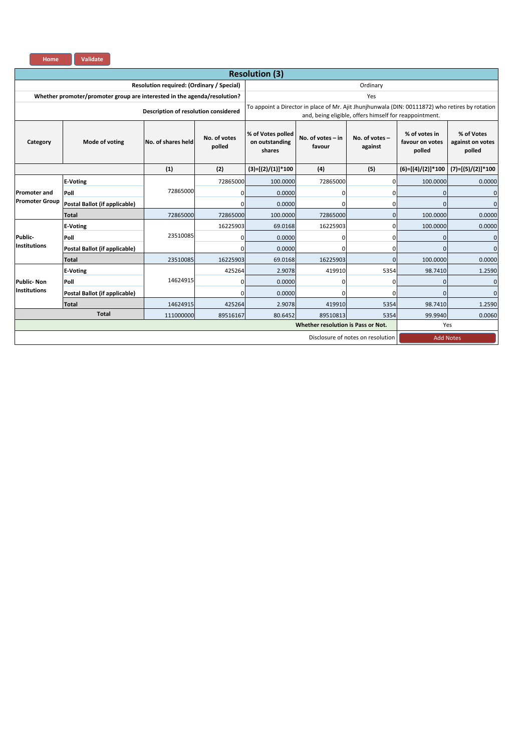Home Validate

## Resolution (3)

| | |
|---|---|
| Resolution required: (Ordinary / Special) | Ordinary |
| Whether promoter/promoter group are interested in the agenda/resolution? | Yes |
| Description of resolution considered | To appoint a Director in place of Mr. Ajit Jhunjhunwala (DIN: 00111872) who retires by rotation and, being eligible, offers himself for reappointment. |

| Category | Mode of voting | No. of shares held | No. of votes polled | % of Votes polled on outstanding shares | No. of votes – in favour | No. of votes – against | % of votes in favour on votes polled | % of Votes against on votes polled |
|---|---|---|---|---|---|---|---|---|
| | | (1) | (2) | (3)=[(2)/(1)]*100 | (4) | (5) | (6)=[(4)/(2)]*100 | (7)=[(5)/(2)]*100 |
| Promoter and Promoter Group | E-Voting | 72865000 | 72865000 | 100.0000 | 72865000 | 0 | 100.0000 | 0.0000 |
| | Poll | | 0 | 0.0000 | 0 | 0 | 0 | 0 |
| | Postal Ballot (if applicable) | | 0 | 0.0000 | 0 | 0 | 0 | 0 |
| | **Total** | 72865000 | 72865000 | 100.0000 | 72865000 | 0 | 100.0000 | 0.0000 |
| Public- Institutions | E-Voting | 23510085 | 16225903 | 69.0168 | 16225903 | 0 | 100.0000 | 0.0000 |
| | Poll | | 0 | 0.0000 | 0 | 0 | 0 | 0 |
| | Postal Ballot (if applicable) | | 0 | 0.0000 | 0 | 0 | 0 | 0 |
| | **Total** | 23510085 | 16225903 | 69.0168 | 16225903 | 0 | 100.0000 | 0.0000 |
| Public- Non Institutions | E-Voting | 14624915 | 425264 | 2.9078 | 419910 | 5354 | 98.7410 | 1.2590 |
| | Poll | | 0 | 0.0000 | 0 | 0 | 0 | 0 |
| | Postal Ballot (if applicable) | | 0 | 0.0000 | 0 | 0 | 0 | 0 |
| | **Total** | 14624915 | 425264 | 2.9078 | 419910 | 5354 | 98.7410 | 1.2590 |
| **Total** | | 111000000 | 89516167 | 80.6452 | 89510813 | 5354 | 99.9940 | 0.0060 |
| | | | | | | Whether resolution is Pass or Not. | Yes | |
| | | | | | | Disclosure of notes on resolution | Add Notes | |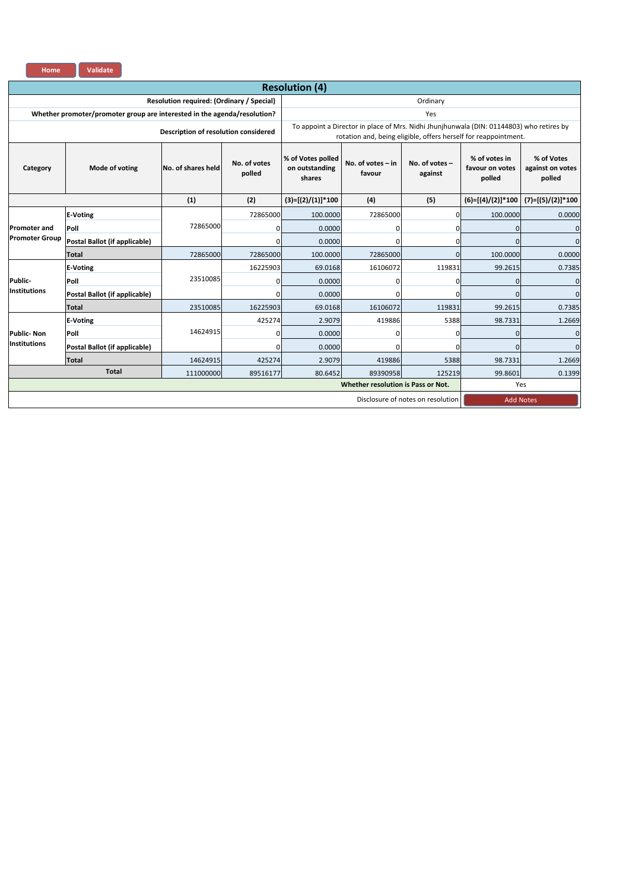Home | Validate

## Resolution (4)

| | |
|---|---|
| Resolution required: (Ordinary / Special) | Ordinary |
| Whether promoter/promoter group are interested in the agenda/resolution? | Yes |
| Description of resolution considered | To appoint a Director in place of Mrs. Nidhi Jhunjhunwala (DIN: 01144803) who retires by rotation and, being eligible, offers herself for reappointment. |

| Category | Mode of voting | No. of shares held | No. of votes polled | % of Votes polled on outstanding shares | No. of votes – in favour | No. of votes – against | % of votes in favour on votes polled | % of Votes against on votes polled |
|---|---|---|---|---|---|---|---|---|
| | | (1) | (2) | (3)=[(2)/(1)]*100 | (4) | (5) | (6)=[(4)/(2)]*100 | (7)=[(5)/(2)]*100 |
| Promoter and Promoter Group | E-Voting | 72865000 | 72865000 | 100.0000 | 72865000 | 0 | 100.0000 | 0.0000 |
| | Poll | | 0 | 0.0000 | 0 | 0 | 0 | 0 |
| | Postal Ballot (if applicable) | | 0 | 0.0000 | 0 | 0 | 0 | 0 |
| | Total | 72865000 | 72865000 | 100.0000 | 72865000 | 0 | 100.0000 | 0.0000 |
| Public- Institutions | E-Voting | 23510085 | 16225903 | 69.0168 | 16106072 | 119831 | 99.2615 | 0.7385 |
| | Poll | | 0 | 0.0000 | 0 | 0 | 0 | 0 |
| | Postal Ballot (if applicable) | | 0 | 0.0000 | 0 | 0 | 0 | 0 |
| | Total | 23510085 | 16225903 | 69.0168 | 16106072 | 119831 | 99.2615 | 0.7385 |
| Public- Non Institutions | E-Voting | 14624915 | 425274 | 2.9079 | 419886 | 5388 | 98.7331 | 1.2669 |
| | Poll | | 0 | 0.0000 | 0 | 0 | 0 | 0 |
| | Postal Ballot (if applicable) | | 0 | 0.0000 | 0 | 0 | 0 | 0 |
| | Total | 14624915 | 425274 | 2.9079 | 419886 | 5388 | 98.7331 | 1.2669 |
| Total | | 111000000 | 89516177 | 80.6452 | 89390958 | 125219 | 99.8601 | 0.1399 |
| | | | | | | Whether resolution is Pass or Not. | Yes | |
| | | | | | | Disclosure of notes on resolution | Add Notes | |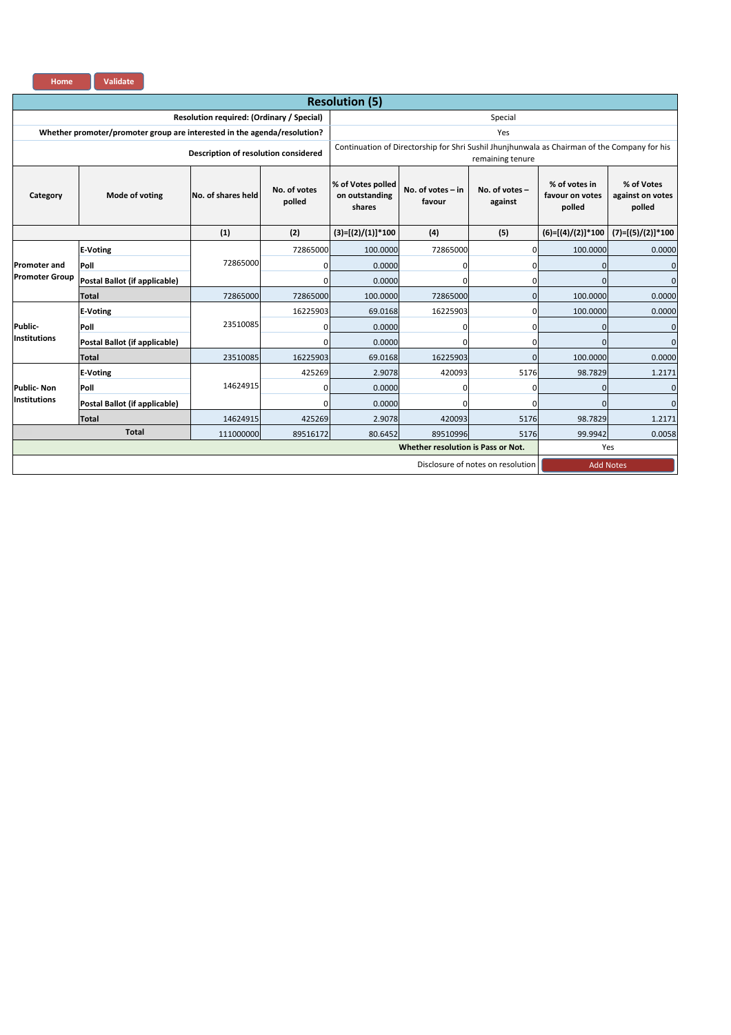Home | Validate

## Resolution (5)

| | |
|---|---|
| **Resolution required: (Ordinary / Special)** | Special |
| **Whether promoter/promoter group are interested in the agenda/resolution?** | Yes |
| **Description of resolution considered** | Continuation of Directorship for Shri Sushil Jhunjhunwala as Chairman of the Company for his remaining tenure |

| Category | Mode of voting | No. of shares held | No. of votes polled | % of Votes polled on outstanding shares | No. of votes – in favour | No. of votes – against | % of votes in favour on votes polled | % of Votes against on votes polled |
|---|---|---|---|---|---|---|---|---|
| | | (1) | (2) | (3)=[(2)/(1)]*100 | (4) | (5) | (6)=[(4)/(2)]*100 | (7)=[(5)/(2)]*100 |
| Promoter and Promoter Group | E-Voting | 72865000 | 72865000 | 100.0000 | 72865000 | 0 | 100.0000 | 0.0000 |
| | Poll | | 0 | 0.0000 | 0 | 0 | 0 | 0 |
| | Postal Ballot (if applicable) | | 0 | 0.0000 | 0 | 0 | 0 | 0 |
| | **Total** | 72865000 | 72865000 | 100.0000 | 72865000 | 0 | 100.0000 | 0.0000 |
| Public- Institutions | E-Voting | 23510085 | 16225903 | 69.0168 | 16225903 | 0 | 100.0000 | 0.0000 |
| | Poll | | 0 | 0.0000 | 0 | 0 | 0 | 0 |
| | Postal Ballot (if applicable) | | 0 | 0.0000 | 0 | 0 | 0 | 0 |
| | **Total** | 23510085 | 16225903 | 69.0168 | 16225903 | 0 | 100.0000 | 0.0000 |
| Public- Non Institutions | E-Voting | 14624915 | 425269 | 2.9078 | 420093 | 5176 | 98.7829 | 1.2171 |
| | Poll | | 0 | 0.0000 | 0 | 0 | 0 | 0 |
| | Postal Ballot (if applicable) | | 0 | 0.0000 | 0 | 0 | 0 | 0 |
| | **Total** | 14624915 | 425269 | 2.9078 | 420093 | 5176 | 98.7829 | 1.2171 |
| **Total** | | 111000000 | 89516172 | 80.6452 | 89510996 | 5176 | 99.9942 | 0.0058 |
| | | | | | | **Whether resolution is Pass or Not.** | Yes | |
| | | | | | | Disclosure of notes on resolution | Add Notes | |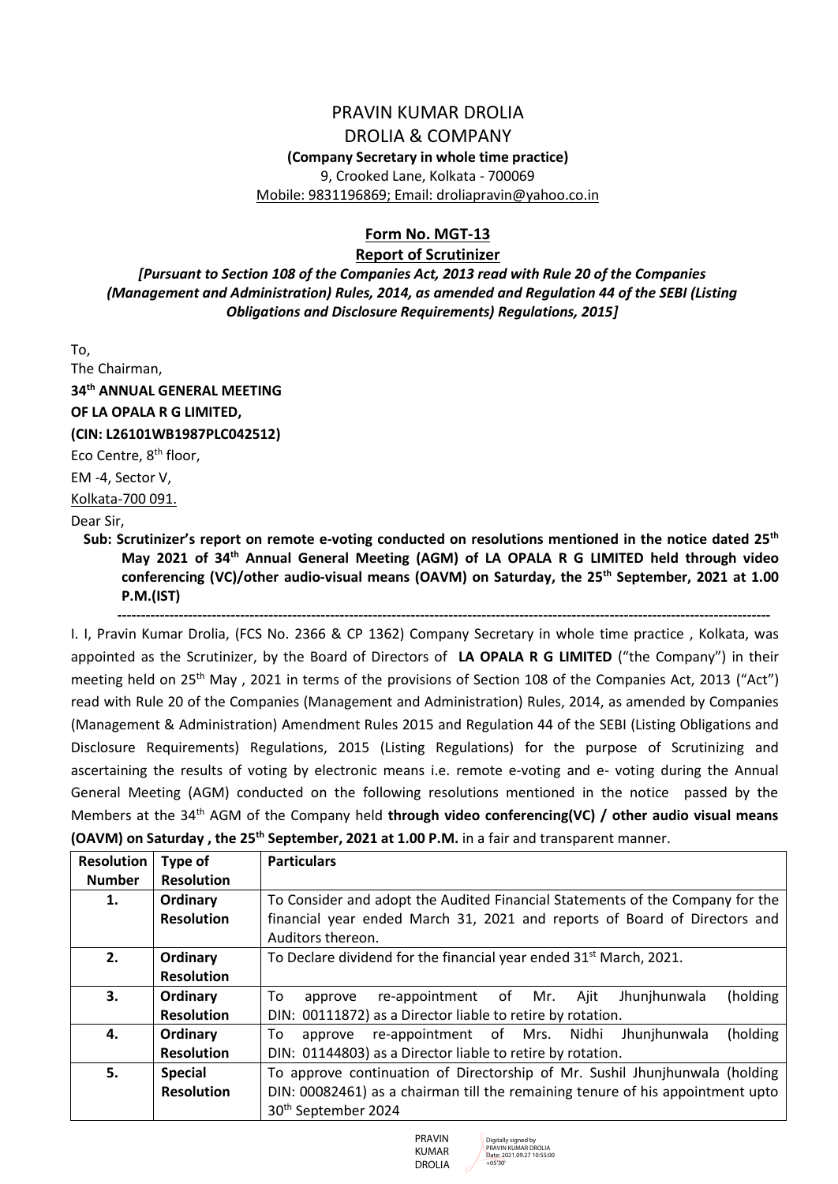# PRAVIN KUMAR DROLIA
# DROLIA & COMPANY

**(Company Secretary in whole time practice)**

9, Crooked Lane, Kolkata - 700069

Mobile: 9831196869; Email: droliapravin@yahoo.co.in

## Form No. MGT-13
## Report of Scrutinizer

***[Pursuant to Section 108 of the Companies Act, 2013 read with Rule 20 of the Companies (Management and Administration) Rules, 2014, as amended and Regulation 44 of the SEBI (Listing Obligations and Disclosure Requirements) Regulations, 2015]***

To,

The Chairman,

**34th ANNUAL GENERAL MEETING**

**OF LA OPALA R G LIMITED,**

**(CIN: L26101WB1987PLC042512)**

Eco Centre, 8th floor,

EM -4, Sector V,

Kolkata-700 091.

Dear Sir,

**Sub: Scrutinizer's report on remote e-voting conducted on resolutions mentioned in the notice dated 25th May 2021 of 34th Annual General Meeting (AGM) of LA OPALA R G LIMITED held through video conferencing (VC)/other audio-visual means (OAVM) on Saturday, the 25th September, 2021 at 1.00 P.M.(IST)**

---

I. I, Pravin Kumar Drolia, (FCS No. 2366 & CP 1362) Company Secretary in whole time practice , Kolkata, was appointed as the Scrutinizer, by the Board of Directors of **LA OPALA R G LIMITED** ("the Company") in their meeting held on 25th May , 2021 in terms of the provisions of Section 108 of the Companies Act, 2013 ("Act") read with Rule 20 of the Companies (Management and Administration) Rules, 2014, as amended by Companies (Management & Administration) Amendment Rules 2015 and Regulation 44 of the SEBI (Listing Obligations and Disclosure Requirements) Regulations, 2015 (Listing Regulations) for the purpose of Scrutinizing and ascertaining the results of voting by electronic means i.e. remote e-voting and e- voting during the Annual General Meeting (AGM) conducted on the following resolutions mentioned in the notice passed by the Members at the 34th AGM of the Company held **through video conferencing(VC) / other audio visual means (OAVM) on Saturday , the 25th September, 2021 at 1.00 P.M.** in a fair and transparent manner.

| Resolution Number | Type of Resolution | Particulars |
|---|---|---|
| **1.** | **Ordinary Resolution** | To Consider and adopt the Audited Financial Statements of the Company for the financial year ended March 31, 2021 and reports of Board of Directors and Auditors thereon. |
| **2.** | **Ordinary Resolution** | To Declare dividend for the financial year ended 31st March, 2021. |
| **3.** | **Ordinary Resolution** | To approve re-appointment of Mr. Ajit Jhunjhunwala (holding DIN: 00111872) as a Director liable to retire by rotation. |
| **4.** | **Ordinary Resolution** | To approve re-appointment of Mrs. Nidhi Jhunjhunwala (holding DIN: 01144803) as a Director liable to retire by rotation. |
| **5.** | **Special Resolution** | To approve continuation of Directorship of Mr. Sushil Jhunjhunwala (holding DIN: 00082461) as a chairman till the remaining tenure of his appointment upto 30th September 2024 |

PRAVIN KUMAR DROLIA

Digitally signed by PRAVIN KUMAR DROLIA Date: 2021.09.27 10:55:00 +05'30'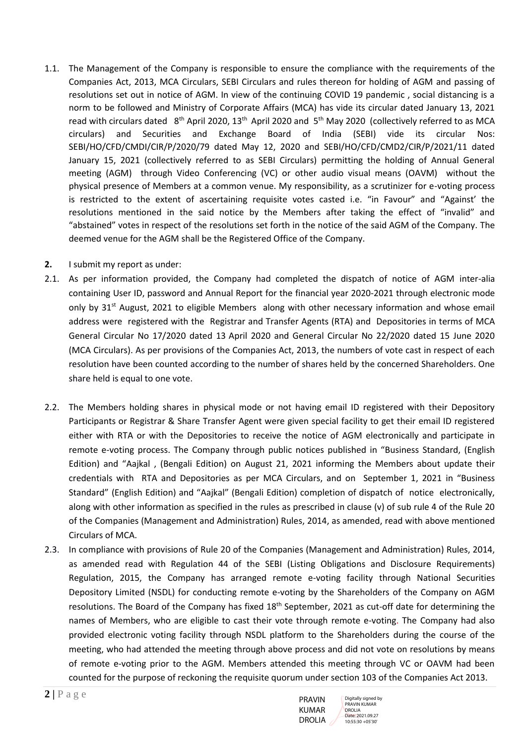1.1. The Management of the Company is responsible to ensure the compliance with the requirements of the Companies Act, 2013, MCA Circulars, SEBI Circulars and rules thereon for holding of AGM and passing of resolutions set out in notice of AGM. In view of the continuing COVID 19 pandemic , social distancing is a norm to be followed and Ministry of Corporate Affairs (MCA) has vide its circular dated January 13, 2021 read with circulars dated 8th April 2020, 13th April 2020 and 5th May 2020 (collectively referred to as MCA circulars) and Securities and Exchange Board of India (SEBI) vide its circular Nos: SEBI/HO/CFD/CMDI/CIR/P/2020/79 dated May 12, 2020 and SEBI/HO/CFD/CMD2/CIR/P/2021/11 dated January 15, 2021 (collectively referred to as SEBI Circulars) permitting the holding of Annual General meeting (AGM) through Video Conferencing (VC) or other audio visual means (OAVM) without the physical presence of Members at a common venue. My responsibility, as a scrutinizer for e-voting process is restricted to the extent of ascertaining requisite votes casted i.e. "in Favour" and "Against' the resolutions mentioned in the said notice by the Members after taking the effect of "invalid" and "abstained" votes in respect of the resolutions set forth in the notice of the said AGM of the Company. The deemed venue for the AGM shall be the Registered Office of the Company.

**2.** I submit my report as under:

2.1. As per information provided, the Company had completed the dispatch of notice of AGM inter-alia containing User ID, password and Annual Report for the financial year 2020-2021 through electronic mode only by 31st August, 2021 to eligible Members along with other necessary information and whose email address were registered with the Registrar and Transfer Agents (RTA) and Depositories in terms of MCA General Circular No 17/2020 dated 13 April 2020 and General Circular No 22/2020 dated 15 June 2020 (MCA Circulars). As per provisions of the Companies Act, 2013, the numbers of vote cast in respect of each resolution have been counted according to the number of shares held by the concerned Shareholders. One share held is equal to one vote.

2.2. The Members holding shares in physical mode or not having email ID registered with their Depository Participants or Registrar & Share Transfer Agent were given special facility to get their email ID registered either with RTA or with the Depositories to receive the notice of AGM electronically and participate in remote e-voting process. The Company through public notices published in "Business Standard, (English Edition) and "Aajkal , (Bengali Edition) on August 21, 2021 informing the Members about update their credentials with RTA and Depositories as per MCA Circulars, and on September 1, 2021 in "Business Standard" (English Edition) and "Aajkal" (Bengali Edition) completion of dispatch of notice electronically, along with other information as specified in the rules as prescribed in clause (v) of sub rule 4 of the Rule 20 of the Companies (Management and Administration) Rules, 2014, as amended, read with above mentioned Circulars of MCA.

2.3. In compliance with provisions of Rule 20 of the Companies (Management and Administration) Rules, 2014, as amended read with Regulation 44 of the SEBI (Listing Obligations and Disclosure Requirements) Regulation, 2015, the Company has arranged remote e-voting facility through National Securities Depository Limited (NSDL) for conducting remote e-voting by the Shareholders of the Company on AGM resolutions. The Board of the Company has fixed 18th September, 2021 as cut-off date for determining the names of Members, who are eligible to cast their vote through remote e-voting. The Company had also provided electronic voting facility through NSDL platform to the Shareholders during the course of the meeting, who had attended the meeting through above process and did not vote on resolutions by means of remote e-voting prior to the AGM. Members attended this meeting through VC or OAVM had been counted for the purpose of reckoning the requisite quorum under section 103 of the Companies Act 2013.

PRAVIN KUMAR DROLIA

Digitally signed by PRAVIN KUMAR DROLIA
Date: 2021.09.27 10:55:30 +05'30'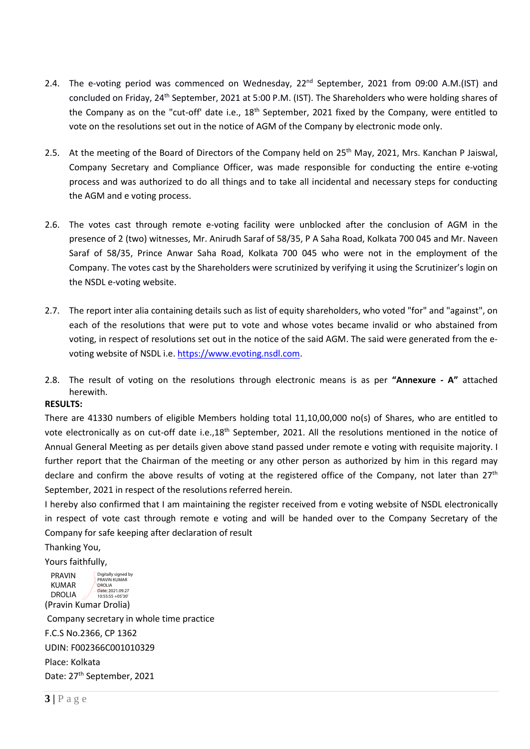2.4. The e-voting period was commenced on Wednesday, 22nd September, 2021 from 09:00 A.M.(IST) and concluded on Friday, 24th September, 2021 at 5:00 P.M. (IST). The Shareholders who were holding shares of the Company as on the "cut-off' date i.e., 18th September, 2021 fixed by the Company, were entitled to vote on the resolutions set out in the notice of AGM of the Company by electronic mode only.

2.5. At the meeting of the Board of Directors of the Company held on 25th May, 2021, Mrs. Kanchan P Jaiswal, Company Secretary and Compliance Officer, was made responsible for conducting the entire e-voting process and was authorized to do all things and to take all incidental and necessary steps for conducting the AGM and e voting process.

2.6. The votes cast through remote e-voting facility were unblocked after the conclusion of AGM in the presence of 2 (two) witnesses, Mr. Anirudh Saraf of 58/35, P A Saha Road, Kolkata 700 045 and Mr. Naveen Saraf of 58/35, Prince Anwar Saha Road, Kolkata 700 045 who were not in the employment of the Company. The votes cast by the Shareholders were scrutinized by verifying it using the Scrutinizer's login on the NSDL e-voting website.

2.7. The report inter alia containing details such as list of equity shareholders, who voted "for" and "against", on each of the resolutions that were put to vote and whose votes became invalid or who abstained from voting, in respect of resolutions set out in the notice of the said AGM. The said were generated from the e-voting website of NSDL i.e. https://www.evoting.nsdl.com.

2.8. The result of voting on the resolutions through electronic means is as per **"Annexure - A"** attached herewith.

**RESULTS:**

There are 41330 numbers of eligible Members holding total 11,10,00,000 no(s) of Shares, who are entitled to vote electronically as on cut-off date i.e.,18th September, 2021. All the resolutions mentioned in the notice of Annual General Meeting as per details given above stand passed under remote e voting with requisite majority. I further report that the Chairman of the meeting or any other person as authorized by him in this regard may declare and confirm the above results of voting at the registered office of the Company, not later than 27th September, 2021 in respect of the resolutions referred herein.

I hereby also confirmed that I am maintaining the register received from e voting website of NSDL electronically in respect of vote cast through remote e voting and will be handed over to the Company Secretary of the Company for safe keeping after declaration of result

Thanking You,

Yours faithfully,

PRAVIN KUMAR DROLIA
Digitally signed by PRAVIN KUMAR DROLIA
Date: 2021.09.27 10:55:55 +05'30'

(Pravin Kumar Drolia)

Company secretary in whole time practice

F.C.S No.2366, CP 1362

UDIN: F002366C001010329

Place: Kolkata

Date: 27th September, 2021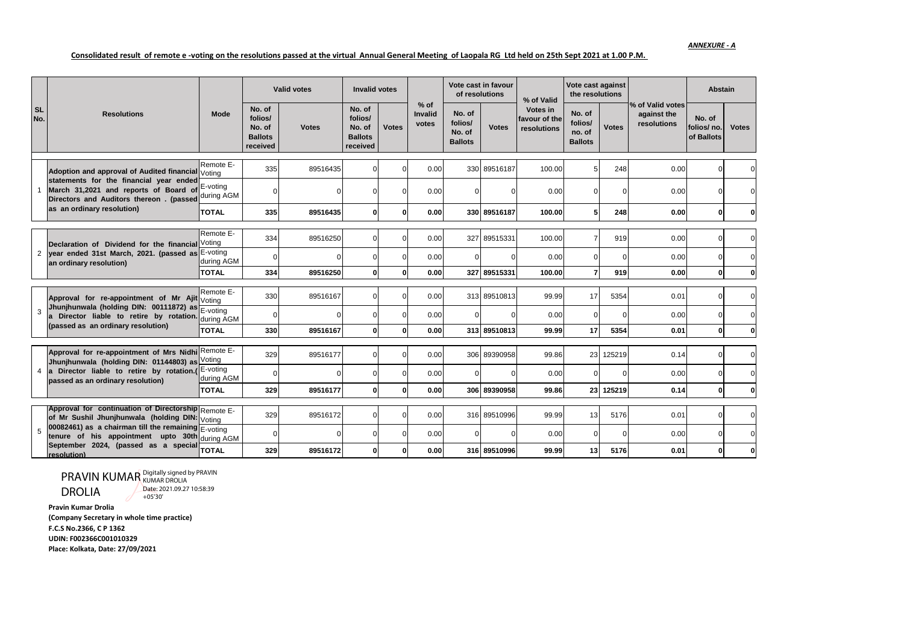***ANNEXURE - A***

**Consolidated result of remote e -voting on the resolutions passed at the virtual Annual General Meeting of Laopala RG Ltd held on 25th Sept 2021 at 1.00 P.M.**

| SL No. | Resolutions | Mode | Valid votes | | Invalid votes | | % of Invalid votes | Vote cast in favour of resolutions | | % of Valid Votes in favour of the resolutions | Vote cast against the resolutions | | % of Valid votes against the resolutions | Abstain | |
|---|---|---|---|---|---|---|---|---|---|---|---|---|---|---|---|
| | | | No. of folios/ No. of Ballots received | Votes | No. of folios/ No. of Ballots received | Votes | | No. of folios/ No. of Ballots | Votes | | No. of folios/ no. of Ballots | Votes | | No. of folios/ no. of Ballots | Votes |
| 1 | Adoption and approval of Audited financial statements for the financial year ended March 31,2021 and reports of Board of Directors and Auditors thereon . (passed as an ordinary resolution) | Remote E-Voting | 335 | 89516435 | 0 | 0 | 0.00 | 330 | 89516187 | 100.00 | 5 | 248 | 0.00 | 0 | 0 |
| | | E-voting during AGM | 0 | 0 | 0 | 0 | 0.00 | 0 | 0 | 0.00 | 0 | 0 | 0.00 | 0 | 0 |
| | | **TOTAL** | **335** | **89516435** | **0** | **0** | **0.00** | **330** | **89516187** | **100.00** | **5** | **248** | **0.00** | **0** | **0** |
| 2 | Declaration of Dividend for the financial year ended 31st March, 2021. (passed as an ordinary resolution) | Remote E-Voting | 334 | 89516250 | 0 | 0 | 0.00 | 327 | 89515331 | 100.00 | 7 | 919 | 0.00 | 0 | 0 |
| | | E-voting during AGM | 0 | 0 | 0 | 0 | 0.00 | 0 | 0 | 0.00 | 0 | 0 | 0.00 | 0 | 0 |
| | | **TOTAL** | **334** | **89516250** | **0** | **0** | **0.00** | **327** | **89515331** | **100.00** | **7** | **919** | **0.00** | **0** | **0** |
| 3 | Approval for re-appointment of Mr Ajit Jhunjhunwala (holding DIN: 00111872) as a Director liable to retire by rotation. (passed as an ordinary resolution) | Remote E-Voting | 330 | 89516167 | 0 | 0 | 0.00 | 313 | 89510813 | 99.99 | 17 | 5354 | 0.01 | 0 | 0 |
| | | E-voting during AGM | 0 | 0 | 0 | 0 | 0.00 | 0 | 0 | 0.00 | 0 | 0 | 0.00 | 0 | 0 |
| | | **TOTAL** | **330** | **89516167** | **0** | **0** | **0.00** | **313** | **89510813** | **99.99** | **17** | **5354** | **0.01** | **0** | **0** |
| 4 | Approval for re-appointment of Mrs Nidhi Jhunjhunwala (holding DIN: 01144803) as a Director liable to retire by rotation.( passed as an ordinary resolution) | Remote E-Voting | 329 | 89516177 | 0 | 0 | 0.00 | 306 | 89390958 | 99.86 | 23 | 125219 | 0.14 | 0 | 0 |
| | | E-voting during AGM | 0 | 0 | 0 | 0 | 0.00 | 0 | 0 | 0.00 | 0 | 0 | 0.00 | 0 | 0 |
| | | **TOTAL** | **329** | **89516177** | **0** | **0** | **0.00** | **306** | **89390958** | **99.86** | **23** | **125219** | **0.14** | **0** | **0** |
| 5 | Approval for continuation of Directorship of Mr Sushil Jhunjhunwala (holding DIN: 00082461) as a chairman till the remaining tenure of his appointment upto 30th September 2024, (passed as a special resolution) | Remote E-Voting | 329 | 89516172 | 0 | 0 | 0.00 | 316 | 89510996 | 99.99 | 13 | 5176 | 0.01 | 0 | 0 |
| | | E-voting during AGM | 0 | 0 | 0 | 0 | 0.00 | 0 | 0 | 0.00 | 0 | 0 | 0.00 | 0 | 0 |
| | | **TOTAL** | **329** | **89516172** | **0** | **0** | **0.00** | **316** | **89510996** | **99.99** | **13** | **5176** | **0.01** | **0** | **0** |

PRAVIN KUMAR DROLIA

Digitally signed by PRAVIN KUMAR DROLIA
Date: 2021.09.27 10:58:39 +05'30'

**Pravin Kumar Drolia**
**(Company Secretary in whole time practice)**
**F.C.S No.2366, C P 1362**
**UDIN: F002366C001010329**
**Place: Kolkata, Date: 27/09/2021**